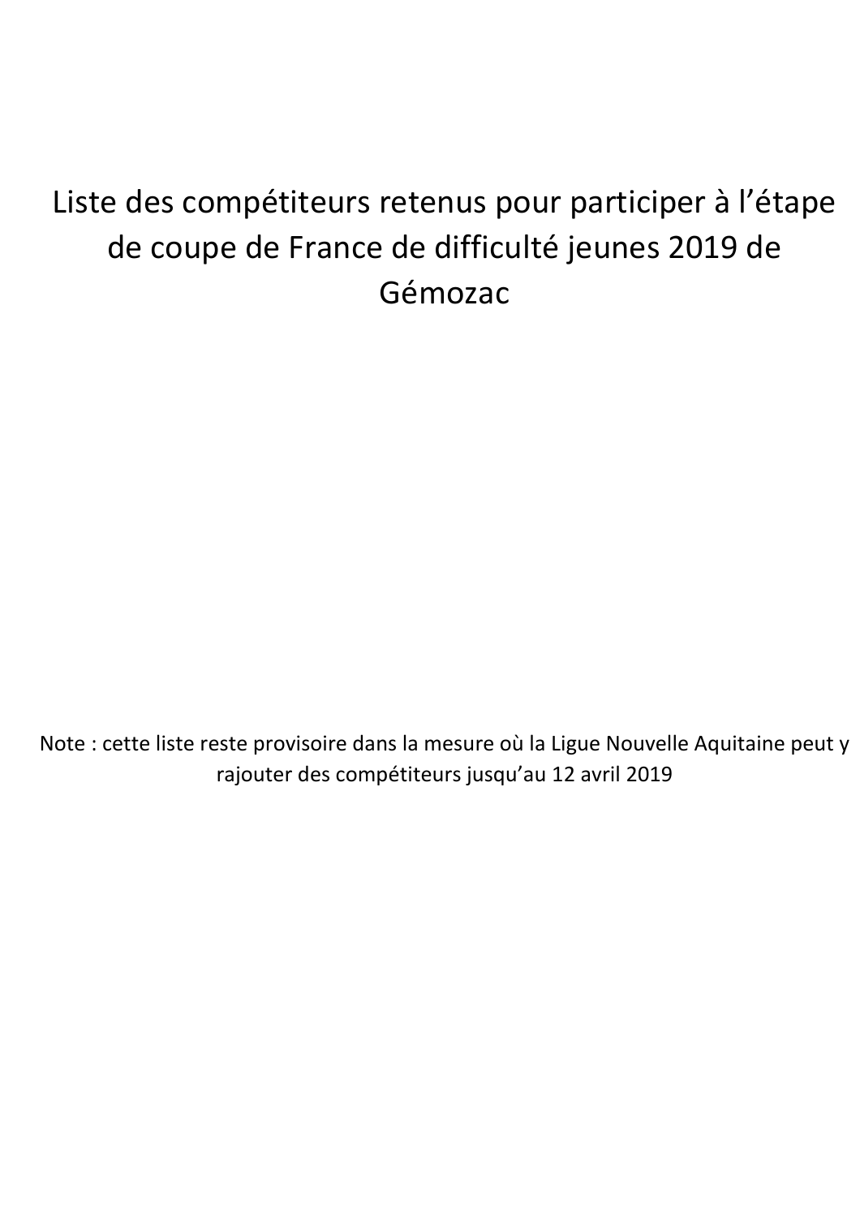# Liste des compétiteurs retenus pour participer à l'étape de coupe de France de difficulté jeunes 2019 de Gémozac

Note : cette liste reste provisoire dans la mesure où la Ligue Nouvelle Aquitaine peut y rajouter des compétiteurs jusqu'au 12 avril 2019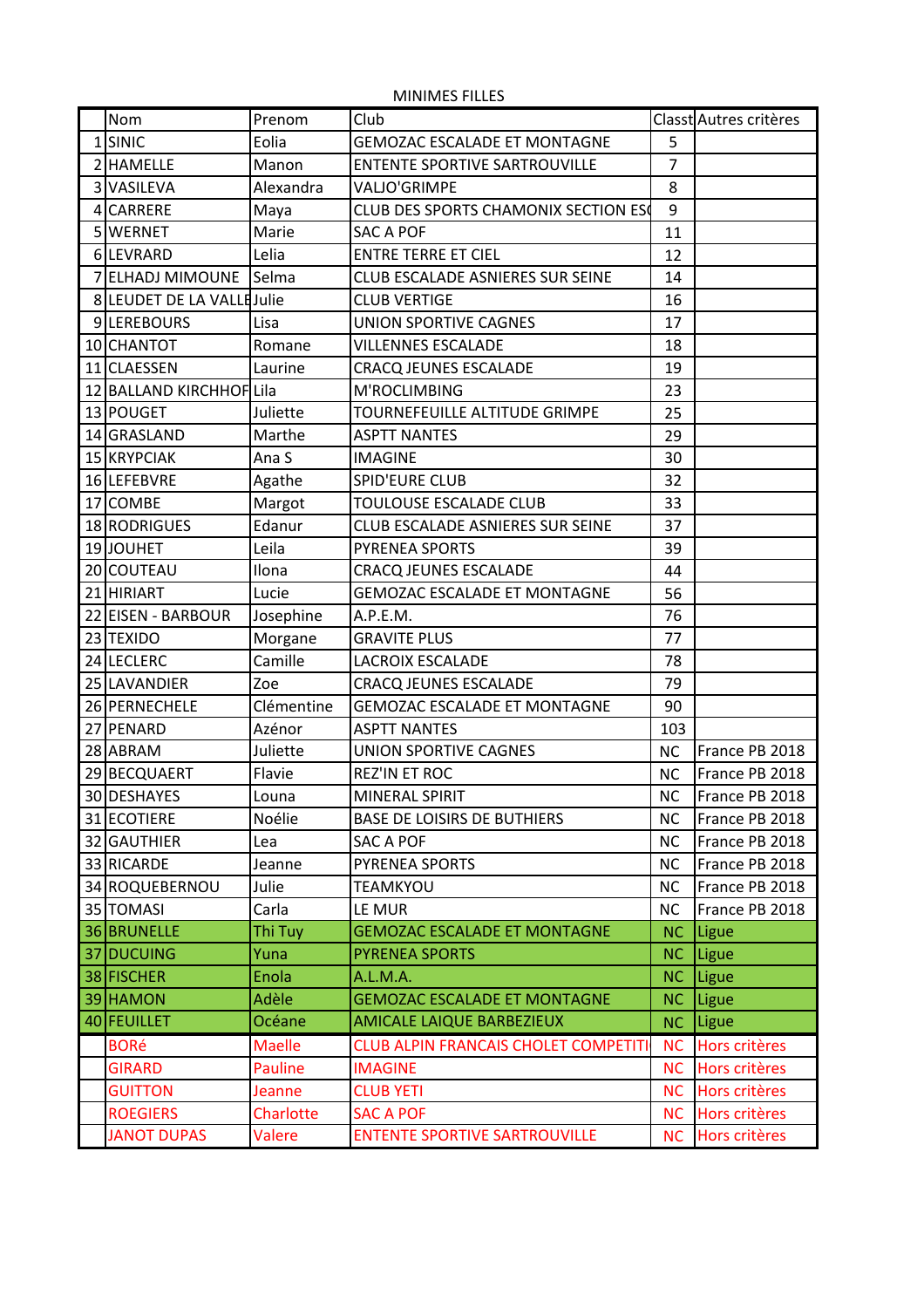MINIMES FILLES

| | Nom | Prenom | Club | Classt | Autres critères |
|---|---|---|---|---|---|
| 1 | SINIC | Eolia | GEMOZAC ESCALADE ET MONTAGNE | 5 | |
| 2 | HAMELLE | Manon | ENTENTE SPORTIVE SARTROUVILLE | 7 | |
| 3 | VASILEVA | Alexandra | VALJO'GRIMPE | 8 | |
| 4 | CARRERE | Maya | CLUB DES SPORTS CHAMONIX SECTION ES( | 9 | |
| 5 | WERNET | Marie | SAC A POF | 11 | |
| 6 | LEVRARD | Lelia | ENTRE TERRE ET CIEL | 12 | |
| 7 | ELHADJ MIMOUNE | Selma | CLUB ESCALADE ASNIERES SUR SEINE | 14 | |
| 8 | LEUDET DE LA VALLE | Julie | CLUB VERTIGE | 16 | |
| 9 | LEREBOURS | Lisa | UNION SPORTIVE CAGNES | 17 | |
| 10 | CHANTOT | Romane | VILLENNES ESCALADE | 18 | |
| 11 | CLAESSEN | Laurine | CRACQ JEUNES ESCALADE | 19 | |
| 12 | BALLAND KIRCHHOF | Lila | M'ROCLIMBING | 23 | |
| 13 | POUGET | Juliette | TOURNEFEUILLE ALTITUDE GRIMPE | 25 | |
| 14 | GRASLAND | Marthe | ASPTT NANTES | 29 | |
| 15 | KRYPCIAK | Ana S | IMAGINE | 30 | |
| 16 | LEFEBVRE | Agathe | SPID'EURE CLUB | 32 | |
| 17 | COMBE | Margot | TOULOUSE ESCALADE CLUB | 33 | |
| 18 | RODRIGUES | Edanur | CLUB ESCALADE ASNIERES SUR SEINE | 37 | |
| 19 | JOUHET | Leila | PYRENEA SPORTS | 39 | |
| 20 | COUTEAU | Ilona | CRACQ JEUNES ESCALADE | 44 | |
| 21 | HIRIART | Lucie | GEMOZAC ESCALADE ET MONTAGNE | 56 | |
| 22 | EISEN - BARBOUR | Josephine | A.P.E.M. | 76 | |
| 23 | TEXIDO | Morgane | GRAVITE PLUS | 77 | |
| 24 | LECLERC | Camille | LACROIX ESCALADE | 78 | |
| 25 | LAVANDIER | Zoe | CRACQ JEUNES ESCALADE | 79 | |
| 26 | PERNECHELE | Clémentine | GEMOZAC ESCALADE ET MONTAGNE | 90 | |
| 27 | PENARD | Azénor | ASPTT NANTES | 103 | |
| 28 | ABRAM | Juliette | UNION SPORTIVE CAGNES | NC | France PB 2018 |
| 29 | BECQUAERT | Flavie | REZ'IN ET ROC | NC | France PB 2018 |
| 30 | DESHAYES | Louna | MINERAL SPIRIT | NC | France PB 2018 |
| 31 | ECOTIERE | Noélie | BASE DE LOISIRS DE BUTHIERS | NC | France PB 2018 |
| 32 | GAUTHIER | Lea | SAC A POF | NC | France PB 2018 |
| 33 | RICARDE | Jeanne | PYRENEA SPORTS | NC | France PB 2018 |
| 34 | ROQUEBERNOU | Julie | TEAMKYOU | NC | France PB 2018 |
| 35 | TOMASI | Carla | LE MUR | NC | France PB 2018 |
| 36 | BRUNELLE | Thi Tuy | GEMOZAC ESCALADE ET MONTAGNE | NC | Ligue |
| 37 | DUCUING | Yuna | PYRENEA SPORTS | NC | Ligue |
| 38 | FISCHER | Enola | A.L.M.A. | NC | Ligue |
| 39 | HAMON | Adèle | GEMOZAC ESCALADE ET MONTAGNE | NC | Ligue |
| 40 | FEUILLET | Océane | AMICALE LAIQUE BARBEZIEUX | NC | Ligue |
| | BORé | Maelle | CLUB ALPIN FRANCAIS CHOLET COMPETITI | NC | Hors critères |
| | GIRARD | Pauline | IMAGINE | NC | Hors critères |
| | GUITTON | Jeanne | CLUB YETI | NC | Hors critères |
| | ROEGIERS | Charlotte | SAC A POF | NC | Hors critères |
| | JANOT DUPAS | Valere | ENTENTE SPORTIVE SARTROUVILLE | NC | Hors critères |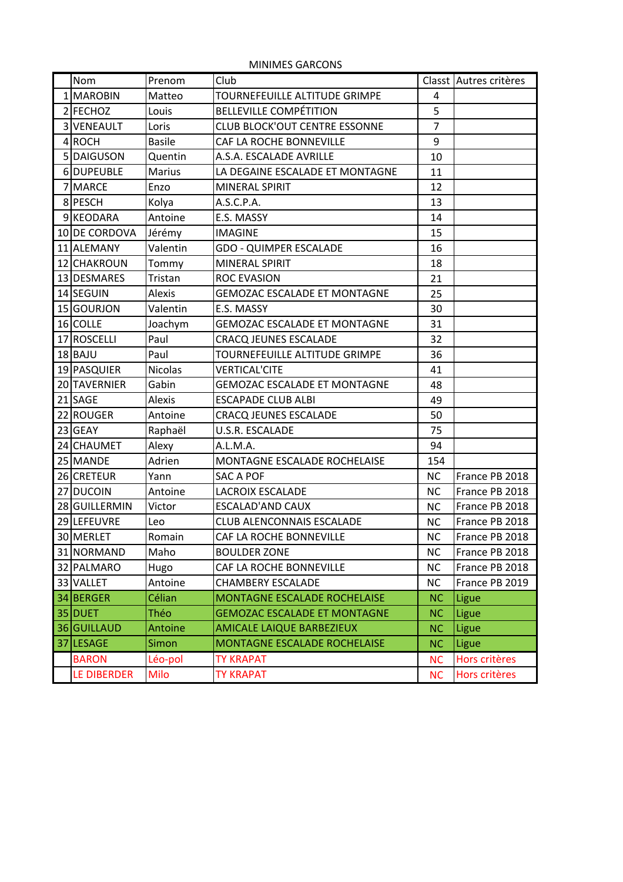MINIMES GARCONS

| | Nom | Prenom | Club | Classt | Autres critères |
|---|---|---|---|---|---|
| 1 | MAROBIN | Matteo | TOURNEFEUILLE ALTITUDE GRIMPE | 4 | |
| 2 | FECHOZ | Louis | BELLEVILLE COMPÉTITION | 5 | |
| 3 | VENEAULT | Loris | CLUB BLOCK'OUT CENTRE ESSONNE | 7 | |
| 4 | ROCH | Basile | CAF LA ROCHE BONNEVILLE | 9 | |
| 5 | DAIGUSON | Quentin | A.S.A. ESCALADE AVRILLE | 10 | |
| 6 | DUPEUBLE | Marius | LA DEGAINE ESCALADE ET MONTAGNE | 11 | |
| 7 | MARCE | Enzo | MINERAL SPIRIT | 12 | |
| 8 | PESCH | Kolya | A.S.C.P.A. | 13 | |
| 9 | KEODARA | Antoine | E.S. MASSY | 14 | |
| 10 | DE CORDOVA | Jérémy | IMAGINE | 15 | |
| 11 | ALEMANY | Valentin | GDO - QUIMPER ESCALADE | 16 | |
| 12 | CHAKROUN | Tommy | MINERAL SPIRIT | 18 | |
| 13 | DESMARES | Tristan | ROC EVASION | 21 | |
| 14 | SEGUIN | Alexis | GEMOZAC ESCALADE ET MONTAGNE | 25 | |
| 15 | GOURJON | Valentin | E.S. MASSY | 30 | |
| 16 | COLLE | Joachym | GEMOZAC ESCALADE ET MONTAGNE | 31 | |
| 17 | ROSCELLI | Paul | CRACQ JEUNES ESCALADE | 32 | |
| 18 | BAJU | Paul | TOURNEFEUILLE ALTITUDE GRIMPE | 36 | |
| 19 | PASQUIER | Nicolas | VERTICAL'CITE | 41 | |
| 20 | TAVERNIER | Gabin | GEMOZAC ESCALADE ET MONTAGNE | 48 | |
| 21 | SAGE | Alexis | ESCAPADE CLUB ALBI | 49 | |
| 22 | ROUGER | Antoine | CRACQ JEUNES ESCALADE | 50 | |
| 23 | GEAY | Raphaël | U.S.R. ESCALADE | 75 | |
| 24 | CHAUMET | Alexy | A.L.M.A. | 94 | |
| 25 | MANDE | Adrien | MONTAGNE ESCALADE ROCHELAISE | 154 | |
| 26 | CRETEUR | Yann | SAC A POF | NC | France PB 2018 |
| 27 | DUCOIN | Antoine | LACROIX ESCALADE | NC | France PB 2018 |
| 28 | GUILLERMIN | Victor | ESCALAD'AND CAUX | NC | France PB 2018 |
| 29 | LEFEUVRE | Leo | CLUB ALENCONNAIS ESCALADE | NC | France PB 2018 |
| 30 | MERLET | Romain | CAF LA ROCHE BONNEVILLE | NC | France PB 2018 |
| 31 | NORMAND | Maho | BOULDER ZONE | NC | France PB 2018 |
| 32 | PALMARO | Hugo | CAF LA ROCHE BONNEVILLE | NC | France PB 2018 |
| 33 | VALLET | Antoine | CHAMBERY ESCALADE | NC | France PB 2019 |
| 34 | BERGER | Célian | MONTAGNE ESCALADE ROCHELAISE | NC | Ligue |
| 35 | DUET | Théo | GEMOZAC ESCALADE ET MONTAGNE | NC | Ligue |
| 36 | GUILLAUD | Antoine | AMICALE LAIQUE BARBEZIEUX | NC | Ligue |
| 37 | LESAGE | Simon | MONTAGNE ESCALADE ROCHELAISE | NC | Ligue |
| | BARON | Léo-pol | TY KRAPAT | NC | Hors critères |
| | LE DIBERDER | Milo | TY KRAPAT | NC | Hors critères |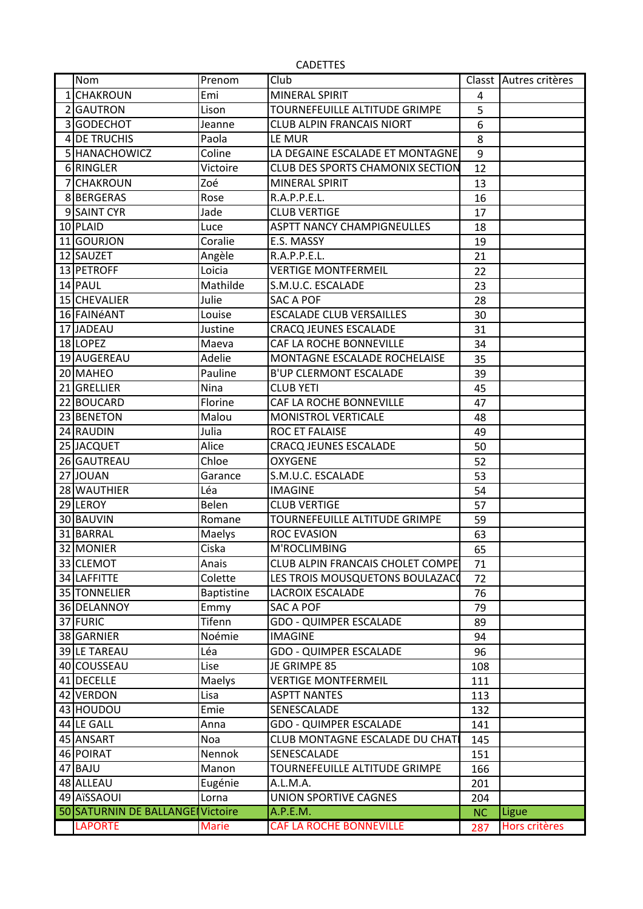CADETTES

| | Nom | Prenom | Club | Classt | Autres critères |
|---|---|---|---|---|---|
| 1 | CHAKROUN | Emi | MINERAL SPIRIT | 4 | |
| 2 | GAUTRON | Lison | TOURNEFEUILLE ALTITUDE GRIMPE | 5 | |
| 3 | GODECHOT | Jeanne | CLUB ALPIN FRANCAIS NIORT | 6 | |
| 4 | DE TRUCHIS | Paola | LE MUR | 8 | |
| 5 | HANACHOWICZ | Coline | LA DEGAINE ESCALADE ET MONTAGNE | 9 | |
| 6 | RINGLER | Victoire | CLUB DES SPORTS CHAMONIX SECTION | 12 | |
| 7 | CHAKROUN | Zoé | MINERAL SPIRIT | 13 | |
| 8 | BERGERAS | Rose | R.A.P.P.E.L. | 16 | |
| 9 | SAINT CYR | Jade | CLUB VERTIGE | 17 | |
| 10 | PLAID | Luce | ASPTT NANCY CHAMPIGNEULLES | 18 | |
| 11 | GOURJON | Coralie | E.S. MASSY | 19 | |
| 12 | SAUZET | Angèle | R.A.P.P.E.L. | 21 | |
| 13 | PETROFF | Loicia | VERTIGE MONTFERMEIL | 22 | |
| 14 | PAUL | Mathilde | S.M.U.C. ESCALADE | 23 | |
| 15 | CHEVALIER | Julie | SAC A POF | 28 | |
| 16 | FAINéANT | Louise | ESCALADE CLUB VERSAILLES | 30 | |
| 17 | JADEAU | Justine | CRACQ JEUNES ESCALADE | 31 | |
| 18 | LOPEZ | Maeva | CAF LA ROCHE BONNEVILLE | 34 | |
| 19 | AUGEREAU | Adelie | MONTAGNE ESCALADE ROCHELAISE | 35 | |
| 20 | MAHEO | Pauline | B'UP CLERMONT ESCALADE | 39 | |
| 21 | GRELLIER | Nina | CLUB YETI | 45 | |
| 22 | BOUCARD | Florine | CAF LA ROCHE BONNEVILLE | 47 | |
| 23 | BENETON | Malou | MONISTROL VERTICALE | 48 | |
| 24 | RAUDIN | Julia | ROC ET FALAISE | 49 | |
| 25 | JACQUET | Alice | CRACQ JEUNES ESCALADE | 50 | |
| 26 | GAUTREAU | Chloe | OXYGENE | 52 | |
| 27 | JOUAN | Garance | S.M.U.C. ESCALADE | 53 | |
| 28 | WAUTHIER | Léa | IMAGINE | 54 | |
| 29 | LEROY | Belen | CLUB VERTIGE | 57 | |
| 30 | BAUVIN | Romane | TOURNEFEUILLE ALTITUDE GRIMPE | 59 | |
| 31 | BARRAL | Maelys | ROC EVASION | 63 | |
| 32 | MONIER | Ciska | M'ROCLIMBING | 65 | |
| 33 | CLEMOT | Anais | CLUB ALPIN FRANCAIS CHOLET COMPE | 71 | |
| 34 | LAFFITTE | Colette | LES TROIS MOUSQUETONS BOULAZAC | 72 | |
| 35 | TONNELIER | Baptistine | LACROIX ESCALADE | 76 | |
| 36 | DELANNOY | Emmy | SAC A POF | 79 | |
| 37 | FURIC | Tifenn | GDO - QUIMPER ESCALADE | 89 | |
| 38 | GARNIER | Noémie | IMAGINE | 94 | |
| 39 | LE TAREAU | Léa | GDO - QUIMPER ESCALADE | 96 | |
| 40 | COUSSEAU | Lise | JE GRIMPE 85 | 108 | |
| 41 | DECELLE | Maelys | VERTIGE MONTFERMEIL | 111 | |
| 42 | VERDON | Lisa | ASPTT NANTES | 113 | |
| 43 | HOUDOU | Emie | SENESCALADE | 132 | |
| 44 | LE GALL | Anna | GDO - QUIMPER ESCALADE | 141 | |
| 45 | ANSART | Noa | CLUB MONTAGNE ESCALADE DU CHATI | 145 | |
| 46 | POIRAT | Nennok | SENESCALADE | 151 | |
| 47 | BAJU | Manon | TOURNEFEUILLE ALTITUDE GRIMPE | 166 | |
| 48 | ALLEAU | Eugénie | A.L.M.A. | 201 | |
| 49 | AïSSAOUI | Lorna | UNION SPORTIVE CAGNES | 204 | |
| 50 | SATURNIN DE BALLANGE | Victoire | A.P.E.M. | NC | Ligue |
| | LAPORTE | Marie | CAF LA ROCHE BONNEVILLE | 287 | Hors critères |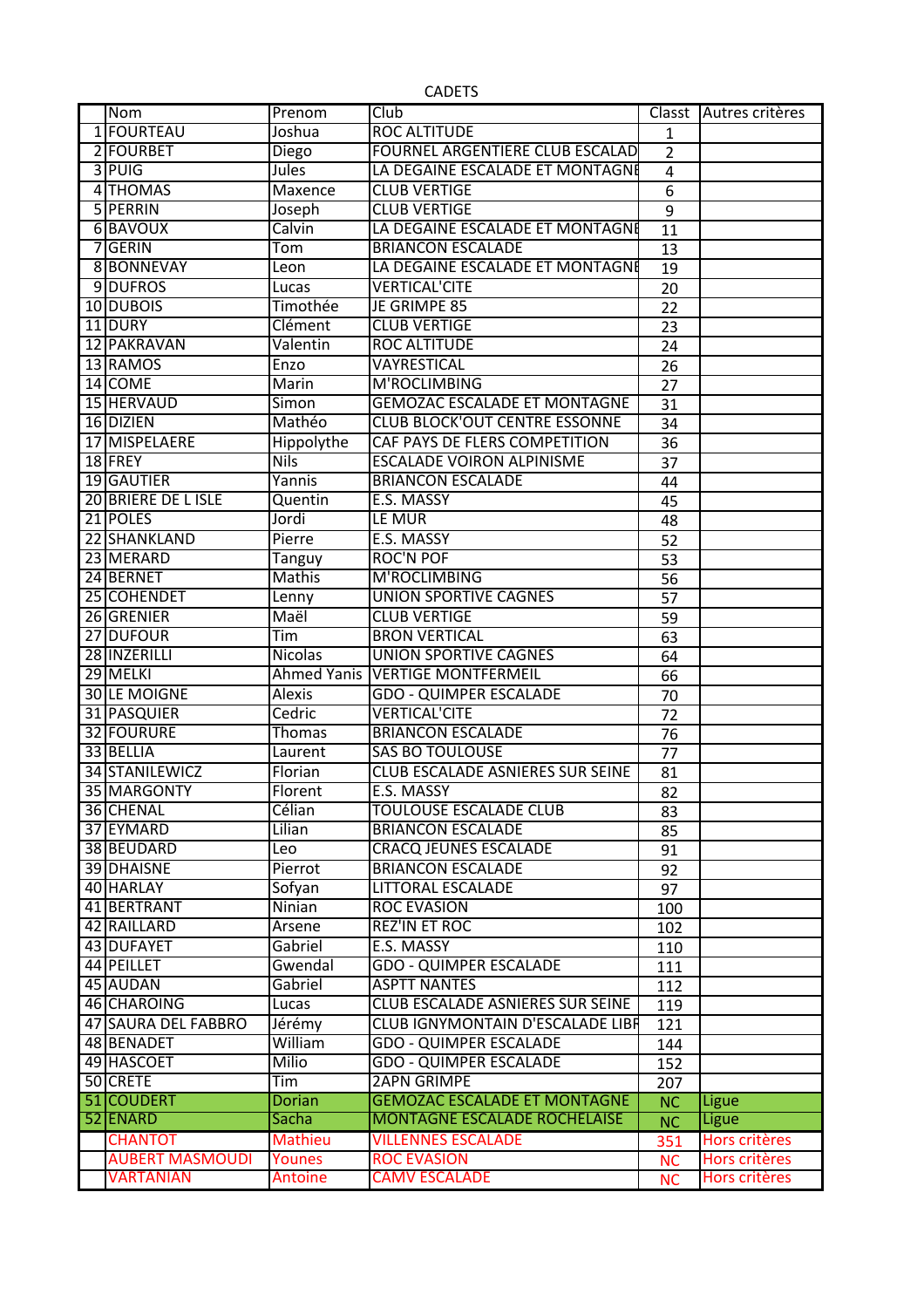CADETS

| | Nom | Prenom | Club | Classt | Autres critères |
|---|---|---|---|---|---|
| 1 | FOURTEAU | Joshua | ROC ALTITUDE | 1 | |
| 2 | FOURBET | Diego | FOURNEL ARGENTIERE CLUB ESCALAD | 2 | |
| 3 | PUIG | Jules | LA DEGAINE ESCALADE ET MONTAGNE | 4 | |
| 4 | THOMAS | Maxence | CLUB VERTIGE | 6 | |
| 5 | PERRIN | Joseph | CLUB VERTIGE | 9 | |
| 6 | BAVOUX | Calvin | LA DEGAINE ESCALADE ET MONTAGNE | 11 | |
| 7 | GERIN | Tom | BRIANCON ESCALADE | 13 | |
| 8 | BONNEVAY | Leon | LA DEGAINE ESCALADE ET MONTAGNE | 19 | |
| 9 | DUFROS | Lucas | VERTICAL'CITE | 20 | |
| 10 | DUBOIS | Timothée | JE GRIMPE 85 | 22 | |
| 11 | DURY | Clément | CLUB VERTIGE | 23 | |
| 12 | PAKRAVAN | Valentin | ROC ALTITUDE | 24 | |
| 13 | RAMOS | Enzo | VAYRESTICAL | 26 | |
| 14 | COME | Marin | M'ROCLIMBING | 27 | |
| 15 | HERVAUD | Simon | GEMOZAC ESCALADE ET MONTAGNE | 31 | |
| 16 | DIZIEN | Mathéo | CLUB BLOCK'OUT CENTRE ESSONNE | 34 | |
| 17 | MISPELAERE | Hippolythe | CAF PAYS DE FLERS COMPETITION | 36 | |
| 18 | FREY | Nils | ESCALADE VOIRON ALPINISME | 37 | |
| 19 | GAUTIER | Yannis | BRIANCON ESCALADE | 44 | |
| 20 | BRIERE DE L ISLE | Quentin | E.S. MASSY | 45 | |
| 21 | POLES | Jordi | LE MUR | 48 | |
| 22 | SHANKLAND | Pierre | E.S. MASSY | 52 | |
| 23 | MERARD | Tanguy | ROC'N POF | 53 | |
| 24 | BERNET | Mathis | M'ROCLIMBING | 56 | |
| 25 | COHENDET | Lenny | UNION SPORTIVE CAGNES | 57 | |
| 26 | GRENIER | Maël | CLUB VERTIGE | 59 | |
| 27 | DUFOUR | Tim | BRON VERTICAL | 63 | |
| 28 | INZERILLI | Nicolas | UNION SPORTIVE CAGNES | 64 | |
| 29 | MELKI | Ahmed Yanis | VERTIGE MONTFERMEIL | 66 | |
| 30 | LE MOIGNE | Alexis | GDO - QUIMPER ESCALADE | 70 | |
| 31 | PASQUIER | Cedric | VERTICAL'CITE | 72 | |
| 32 | FOURURE | Thomas | BRIANCON ESCALADE | 76 | |
| 33 | BELLIA | Laurent | SAS BO TOULOUSE | 77 | |
| 34 | STANILEWICZ | Florian | CLUB ESCALADE ASNIERES SUR SEINE | 81 | |
| 35 | MARGONTY | Florent | E.S. MASSY | 82 | |
| 36 | CHENAL | Célian | TOULOUSE ESCALADE CLUB | 83 | |
| 37 | EYMARD | Lilian | BRIANCON ESCALADE | 85 | |
| 38 | BEUDARD | Leo | CRACQ JEUNES ESCALADE | 91 | |
| 39 | DHAISNE | Pierrot | BRIANCON ESCALADE | 92 | |
| 40 | HARLAY | Sofyan | LITTORAL ESCALADE | 97 | |
| 41 | BERTRANT | Ninian | ROC EVASION | 100 | |
| 42 | RAILLARD | Arsene | REZ'IN ET ROC | 102 | |
| 43 | DUFAYET | Gabriel | E.S. MASSY | 110 | |
| 44 | PEILLET | Gwendal | GDO - QUIMPER ESCALADE | 111 | |
| 45 | AUDAN | Gabriel | ASPTT NANTES | 112 | |
| 46 | CHAROING | Lucas | CLUB ESCALADE ASNIERES SUR SEINE | 119 | |
| 47 | SAURA DEL FABBRO | Jérémy | CLUB IGNYMONTAIN D'ESCALADE LIBR | 121 | |
| 48 | BENADET | William | GDO - QUIMPER ESCALADE | 144 | |
| 49 | HASCOET | Milio | GDO - QUIMPER ESCALADE | 152 | |
| 50 | CRETE | Tim | 2APN GRIMPE | 207 | |
| 51 | COUDERT | Dorian | GEMOZAC ESCALADE ET MONTAGNE | NC | Ligue |
| 52 | ENARD | Sacha | MONTAGNE ESCALADE ROCHELAISE | NC | Ligue |
| | CHANTOT | Mathieu | VILLENNES ESCALADE | 351 | Hors critères |
| | AUBERT MASMOUDI | Younes | ROC EVASION | NC | Hors critères |
| | VARTANIAN | Antoine | CAMV ESCALADE | NC | Hors critères |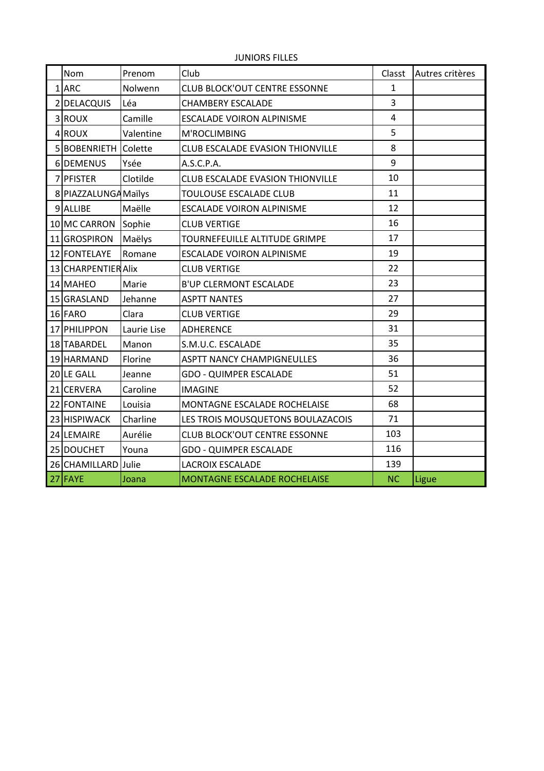JUNIORS FILLES

| | Nom | Prenom | Club | Classt | Autres critères |
|---|---|---|---|---|---|
| 1 | ARC | Nolwenn | CLUB BLOCK'OUT CENTRE ESSONNE | 1 | |
| 2 | DELACQUIS | Léa | CHAMBERY ESCALADE | 3 | |
| 3 | ROUX | Camille | ESCALADE VOIRON ALPINISME | 4 | |
| 4 | ROUX | Valentine | M'ROCLIMBING | 5 | |
| 5 | BOBENRIETH | Colette | CLUB ESCALADE EVASION THIONVILLE | 8 | |
| 6 | DEMENUS | Ysée | A.S.C.P.A. | 9 | |
| 7 | PFISTER | Clotilde | CLUB ESCALADE EVASION THIONVILLE | 10 | |
| 8 | PIAZZALUNGA | Maïlys | TOULOUSE ESCALADE CLUB | 11 | |
| 9 | ALLIBE | Maëlle | ESCALADE VOIRON ALPINISME | 12 | |
| 10 | MC CARRON | Sophie | CLUB VERTIGE | 16 | |
| 11 | GROSPIRON | Maëlys | TOURNEFEUILLE ALTITUDE GRIMPE | 17 | |
| 12 | FONTELAYE | Romane | ESCALADE VOIRON ALPINISME | 19 | |
| 13 | CHARPENTIER | Alix | CLUB VERTIGE | 22 | |
| 14 | MAHEO | Marie | B'UP CLERMONT ESCALADE | 23 | |
| 15 | GRASLAND | Jehanne | ASPTT NANTES | 27 | |
| 16 | FARO | Clara | CLUB VERTIGE | 29 | |
| 17 | PHILIPPON | Laurie Lise | ADHERENCE | 31 | |
| 18 | TABARDEL | Manon | S.M.U.C. ESCALADE | 35 | |
| 19 | HARMAND | Florine | ASPTT NANCY CHAMPIGNEULLES | 36 | |
| 20 | LE GALL | Jeanne | GDO - QUIMPER ESCALADE | 51 | |
| 21 | CERVERA | Caroline | IMAGINE | 52 | |
| 22 | FONTAINE | Louisia | MONTAGNE ESCALADE ROCHELAISE | 68 | |
| 23 | HISPIWACK | Charline | LES TROIS MOUSQUETONS BOULAZACOIS | 71 | |
| 24 | LEMAIRE | Aurélie | CLUB BLOCK'OUT CENTRE ESSONNE | 103 | |
| 25 | DOUCHET | Youna | GDO - QUIMPER ESCALADE | 116 | |
| 26 | CHAMILLARD | Julie | LACROIX ESCALADE | 139 | |
| 27 | FAYE | Joana | MONTAGNE ESCALADE ROCHELAISE | NC | Ligue |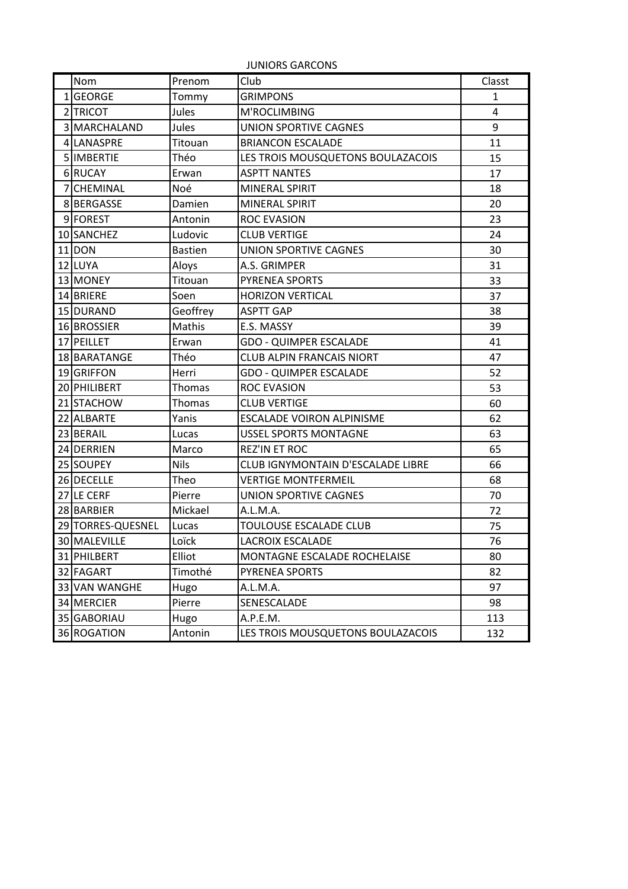JUNIORS GARCONS

| | Nom | Prenom | Club | Classt |
|---|---|---|---|---|
| 1 | GEORGE | Tommy | GRIMPONS | 1 |
| 2 | TRICOT | Jules | M'ROCLIMBING | 4 |
| 3 | MARCHALAND | Jules | UNION SPORTIVE CAGNES | 9 |
| 4 | LANASPRE | Titouan | BRIANCON ESCALADE | 11 |
| 5 | IMBERTIE | Théo | LES TROIS MOUSQUETONS BOULAZACOIS | 15 |
| 6 | RUCAY | Erwan | ASPTT NANTES | 17 |
| 7 | CHEMINAL | Noé | MINERAL SPIRIT | 18 |
| 8 | BERGASSE | Damien | MINERAL SPIRIT | 20 |
| 9 | FOREST | Antonin | ROC EVASION | 23 |
| 10 | SANCHEZ | Ludovic | CLUB VERTIGE | 24 |
| 11 | DON | Bastien | UNION SPORTIVE CAGNES | 30 |
| 12 | LUYA | Aloys | A.S. GRIMPER | 31 |
| 13 | MONEY | Titouan | PYRENEA SPORTS | 33 |
| 14 | BRIERE | Soen | HORIZON VERTICAL | 37 |
| 15 | DURAND | Geoffrey | ASPTT GAP | 38 |
| 16 | BROSSIER | Mathis | E.S. MASSY | 39 |
| 17 | PEILLET | Erwan | GDO - QUIMPER ESCALADE | 41 |
| 18 | BARATANGE | Théo | CLUB ALPIN FRANCAIS NIORT | 47 |
| 19 | GRIFFON | Herri | GDO - QUIMPER ESCALADE | 52 |
| 20 | PHILIBERT | Thomas | ROC EVASION | 53 |
| 21 | STACHOW | Thomas | CLUB VERTIGE | 60 |
| 22 | ALBARTE | Yanis | ESCALADE VOIRON ALPINISME | 62 |
| 23 | BERAIL | Lucas | USSEL SPORTS MONTAGNE | 63 |
| 24 | DERRIEN | Marco | REZ'IN ET ROC | 65 |
| 25 | SOUPEY | Nils | CLUB IGNYMONTAIN D'ESCALADE LIBRE | 66 |
| 26 | DECELLE | Theo | VERTIGE MONTFERMEIL | 68 |
| 27 | LE CERF | Pierre | UNION SPORTIVE CAGNES | 70 |
| 28 | BARBIER | Mickael | A.L.M.A. | 72 |
| 29 | TORRES-QUESNEL | Lucas | TOULOUSE ESCALADE CLUB | 75 |
| 30 | MALEVILLE | Loïck | LACROIX ESCALADE | 76 |
| 31 | PHILBERT | Elliot | MONTAGNE ESCALADE ROCHELAISE | 80 |
| 32 | FAGART | Timothé | PYRENEA SPORTS | 82 |
| 33 | VAN WANGHE | Hugo | A.L.M.A. | 97 |
| 34 | MERCIER | Pierre | SENESCALADE | 98 |
| 35 | GABORIAU | Hugo | A.P.E.M. | 113 |
| 36 | ROGATION | Antonin | LES TROIS MOUSQUETONS BOULAZACOIS | 132 |